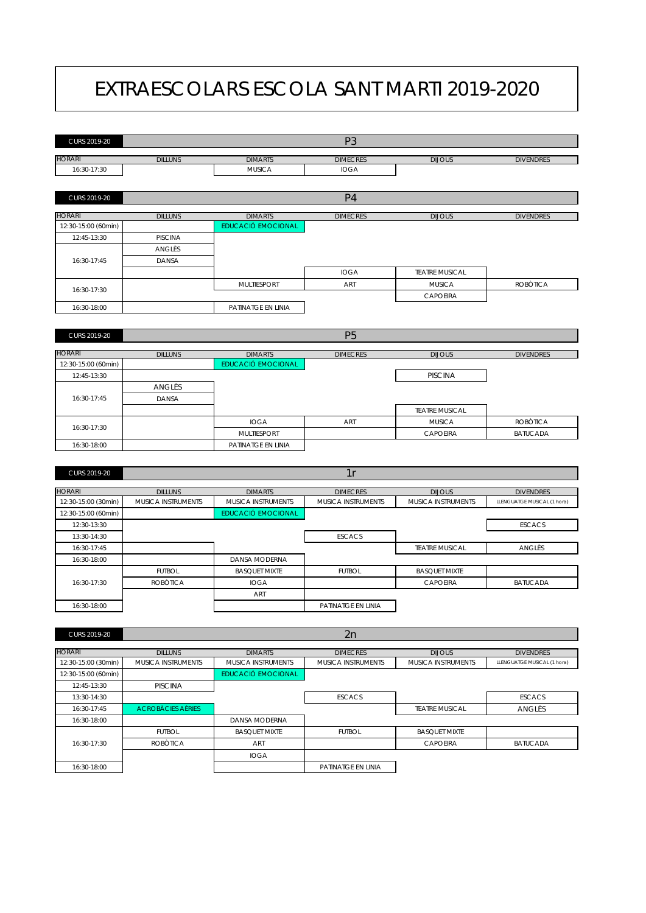# EXTRAESCOLARS ESCOLA SANT MARTI 2019-2020

## CURS 2019-20 — P3

| HORARI | DILLUNS | DIMARTS | DIMECRES | DIJOUS | DIVENDRES |
|---|---|---|---|---|---|
| 16:30-17:30 | | MUSICA | IOGA | | |

## CURS 2019-20 — P4

| HORARI | DILLUNS | DIMARTS | DIMECRES | DIJOUS | DIVENDRES |
|---|---|---|---|---|---|
| 12:30-15:00 (60min) | | EDUCACIÓ EMOCIONAL | | | |
| 12:45-13:30 | PISCINA | | | | |
| 16:30-17:45 | ANGLÈS | | | | |
| | DANSA | | | | |
| | | | IOGA | TEATRE MUSICAL | |
| 16:30-17:30 | | MULTIESPORT | ART | MUSICA | ROBÒTICA |
| | | | | CAPOEIRA | |
| 16:30-18:00 | | PATINATGE EN LINIA | | | |

## CURS 2019-20 — P5

| HORARI | DILLUNS | DIMARTS | DIMECRES | DIJOUS | DIVENDRES |
|---|---|---|---|---|---|
| 12:30-15:00 (60min) | | EDUCACIÓ EMOCIONAL | | | |
| 12:45-13:30 | | | | PISCINA | |
| 16:30-17:45 | ANGLÈS | | | | |
| | DANSA | | | | |
| | | | | TEATRE MUSICAL | |
| 16:30-17:30 | | IOGA | ART | MUSICA | ROBÒTICA |
| | | MULTIESPORT | | CAPOEIRA | BATUCADA |
| 16:30-18:00 | | PATINATGE EN LINIA | | | |

## CURS 2019-20 — 1r

| HORARI | DILLUNS | DIMARTS | DIMECRES | DIJOUS | DIVENDRES |
|---|---|---|---|---|---|
| 12:30-15:00 (30min) | MUSICA INSTRUMENTS | MUSICA INSTRUMENTS | MUSICA INSTRUMENTS | MUSICA INSTRUMENTS | LLENGUATGE MUSICAL (1 hora) |
| 12:30-15:00 (60min) | | EDUCACIÓ EMOCIONAL | | | |
| 12:30-13:30 | | | | | ESCACS |
| 13:30-14:30 | | | ESCACS | | |
| 16:30-17:45 | | | | TEATRE MUSICAL | ANGLÈS |
| 16:30-18:00 | | DANSA MODERNA | | | |
| 16:30-17:30 | FUTBOL | BASQUET MIXTE | FUTBOL | BASQUET MIXTE | |
| | ROBÒTICA | IOGA | | CAPOEIRA | BATUCADA |
| | | ART | | | |
| 16:30-18:00 | | | PATINATGE EN LINIA | | |

## CURS 2019-20 — 2n

| HORARI | DILLUNS | DIMARTS | DIMECRES | DIJOUS | DIVENDRES |
|---|---|---|---|---|---|
| 12:30-15:00 (30min) | MUSICA INSTRUMENTS | MUSICA INSTRUMENTS | MUSICA INSTRUMENTS | MUSICA INSTRUMENTS | LLENGUATGE MUSICAL (1 hora) |
| 12:30-15:00 (60min) | | EDUCACIÓ EMOCIONAL | | | |
| 12:45-13:30 | PISCINA | | | | |
| 13:30-14:30 | | | ESCACS | | ESCACS |
| 16:30-17:45 | ACROBÀCIES AÈRIES | | | TEATRE MUSICAL | ANGLÈS |
| 16:30-18:00 | | DANSA MODERNA | | | |
| 16:30-17:30 | FUTBOL | BASQUET MIXTE | FUTBOL | BASQUET MIXTE | |
| | ROBÒTICA | ART | | CAPOEIRA | BATUCADA |
| | | IOGA | | | |
| 16:30-18:00 | | | PATINATGE EN LINIA | | |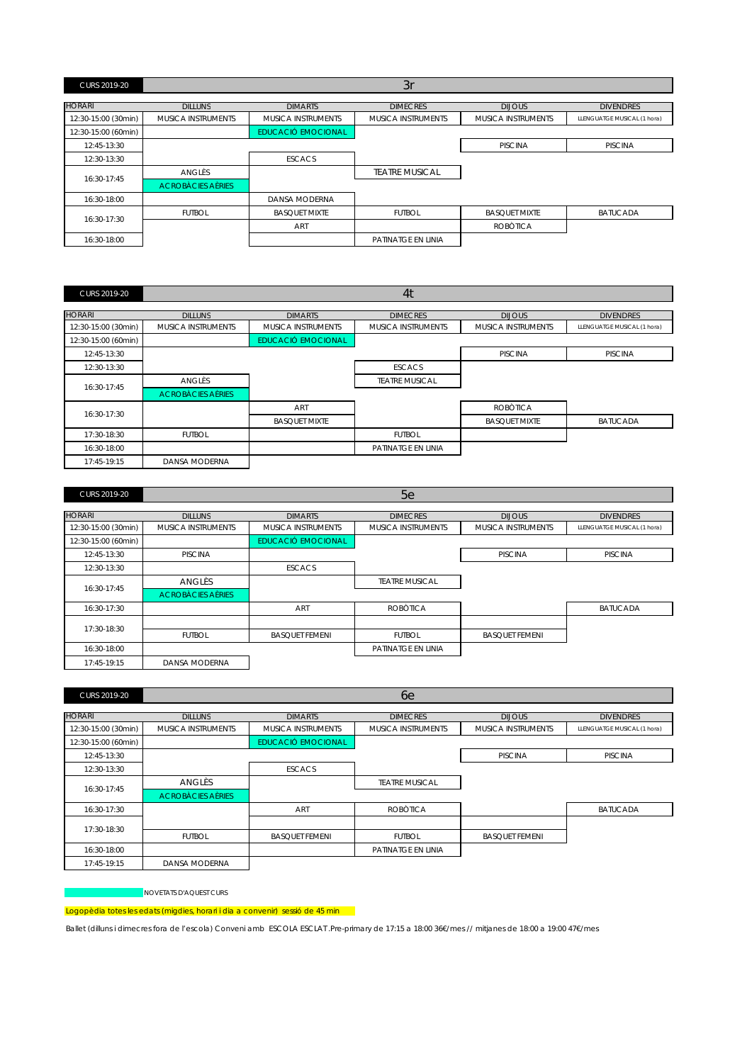| CURS 2019-20 | 3r | | | | |
|---|---|---|---|---|---|
| HORARI | DILLUNS | DIMARTS | DIMECRES | DIJOUS | DIVENDRES |
| 12:30-15:00 (30min) | MUSICA INSTRUMENTS | MUSICA INSTRUMENTS | MUSICA INSTRUMENTS | MUSICA INSTRUMENTS | LLENGUATGE MUSICAL (1 hora) |
| 12:30-15:00 (60min) | | EDUCACIÓ EMOCIONAL | | | |
| 12:45-13:30 | | | | PISCINA | PISCINA |
| 12:30-13:30 | | ESCACS | | | |
| 16:30-17:45 | ANGLÈS | | TEATRE MUSICAL | | |
| | ACROBÀCIES AÈRIES | | | | |
| 16:30-18:00 | | DANSA MODERNA | | | |
| 16:30-17:30 | FUTBOL | BASQUET MIXTE | FUTBOL | BASQUET MIXTE | BATUCADA |
| | | ART | | ROBÒTICA | |
| 16:30-18:00 | | | PATINATGE EN LINIA | | |

| CURS 2019-20 | 4t | | | | |
|---|---|---|---|---|---|
| HORARI | DILLUNS | DIMARTS | DIMECRES | DIJOUS | DIVENDRES |
| 12:30-15:00 (30min) | MUSICA INSTRUMENTS | MUSICA INSTRUMENTS | MUSICA INSTRUMENTS | MUSICA INSTRUMENTS | LLENGUATGE MUSICAL (1 hora) |
| 12:30-15:00 (60min) | | EDUCACIÓ EMOCIONAL | | | |
| 12:45-13:30 | | | | PISCINA | PISCINA |
| 12:30-13:30 | | | ESCACS | | |
| 16:30-17:45 | ANGLÈS | | TEATRE MUSICAL | | |
| | ACROBÀCIES AÈRIES | | | | |
| 16:30-17:30 | | ART | | ROBÒTICA | |
| | | BASQUET MIXTE | | BASQUET MIXTE | BATUCADA |
| 17:30-18:30 | FUTBOL | | FUTBOL | | |
| 16:30-18:00 | | | PATINATGE EN LINIA | | |
| 17:45-19:15 | DANSA MODERNA | | | | |

| CURS 2019-20 | 5e | | | | |
|---|---|---|---|---|---|
| HORARI | DILLUNS | DIMARTS | DIMECRES | DIJOUS | DIVENDRES |
| 12:30-15:00 (30min) | MUSICA INSTRUMENTS | MUSICA INSTRUMENTS | MUSICA INSTRUMENTS | MUSICA INSTRUMENTS | LLENGUATGE MUSICAL (1 hora) |
| 12:30-15:00 (60min) | | EDUCACIÓ EMOCIONAL | | | |
| 12:45-13:30 | PISCINA | | | PISCINA | PISCINA |
| 12:30-13:30 | | ESCACS | | | |
| 16:30-17:45 | ANGLÈS | | TEATRE MUSICAL | | |
| | ACROBÀCIES AÈRIES | | | | |
| 16:30-17:30 | | ART | ROBÒTICA | | BATUCADA |
| 17:30-18:30 | | | | | |
| | FUTBOL | BASQUET FEMENI | FUTBOL | BASQUET FEMENI | |
| 16:30-18:00 | | | PATINATGE EN LINIA | | |
| 17:45-19:15 | DANSA MODERNA | | | | |

| CURS 2019-20 | 6e | | | | |
|---|---|---|---|---|---|
| HORARI | DILLUNS | DIMARTS | DIMECRES | DIJOUS | DIVENDRES |
| 12:30-15:00 (30min) | MUSICA INSTRUMENTS | MUSICA INSTRUMENTS | MUSICA INSTRUMENTS | MUSICA INSTRUMENTS | LLENGUATGE MUSICAL (1 hora) |
| 12:30-15:00 (60min) | | EDUCACIÓ EMOCIONAL | | | |
| 12:45-13:30 | | | | PISCINA | PISCINA |
| 12:30-13:30 | | ESCACS | | | |
| 16:30-17:45 | ANGLÈS | | TEATRE MUSICAL | | |
| | ACROBÀCIES AÈRIES | | | | |
| 16:30-17:30 | | ART | ROBÒTICA | | BATUCADA |
| 17:30-18:30 | | | | | |
| | FUTBOL | BASQUET FEMENI | FUTBOL | BASQUET FEMENI | |
| 16:30-18:00 | | | PATINATGE EN LINIA | | |
| 17:45-19:15 | DANSA MODERNA | | | | |

NOVETATS D'AQUEST CURS

Logopèdia totes les edats (migdies, horari i dia a convenir) sessió de 45 min

Ballet (dilluns i dimecres fora de l'escola) Conveni amb ESCOLA ESCLAT. Pre-primary de 17:15 a 18:00 36€/mes // mitjanes de 18:00 a 19:00 47€/mes